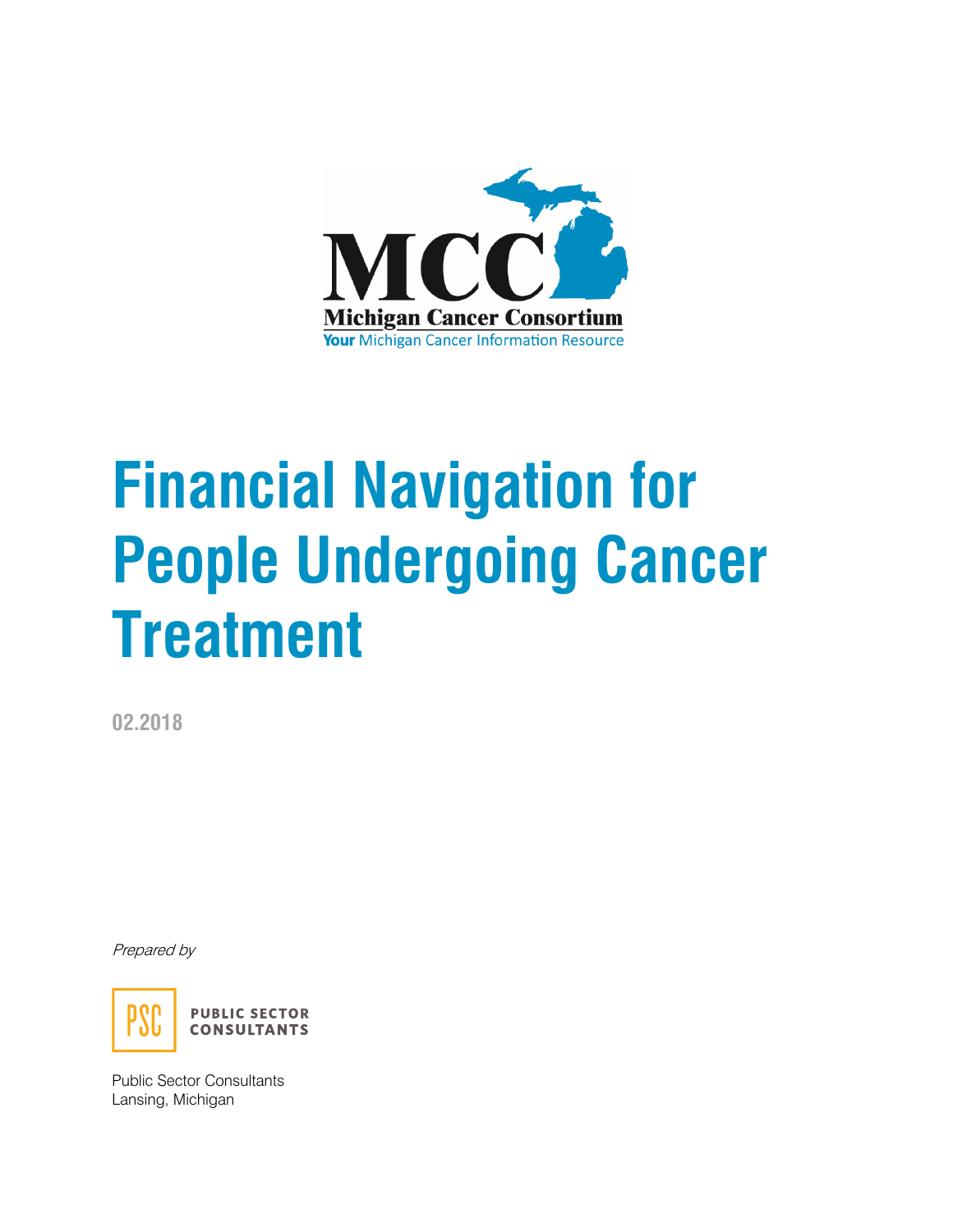MCC

Michigan Cancer Consortium

Your Michigan Cancer Information Resource

# Financial Navigation for People Undergoing Cancer Treatment

02.2018

*Prepared by*

PSC

PUBLIC SECTOR CONSULTANTS

Public Sector Consultants
Lansing, Michigan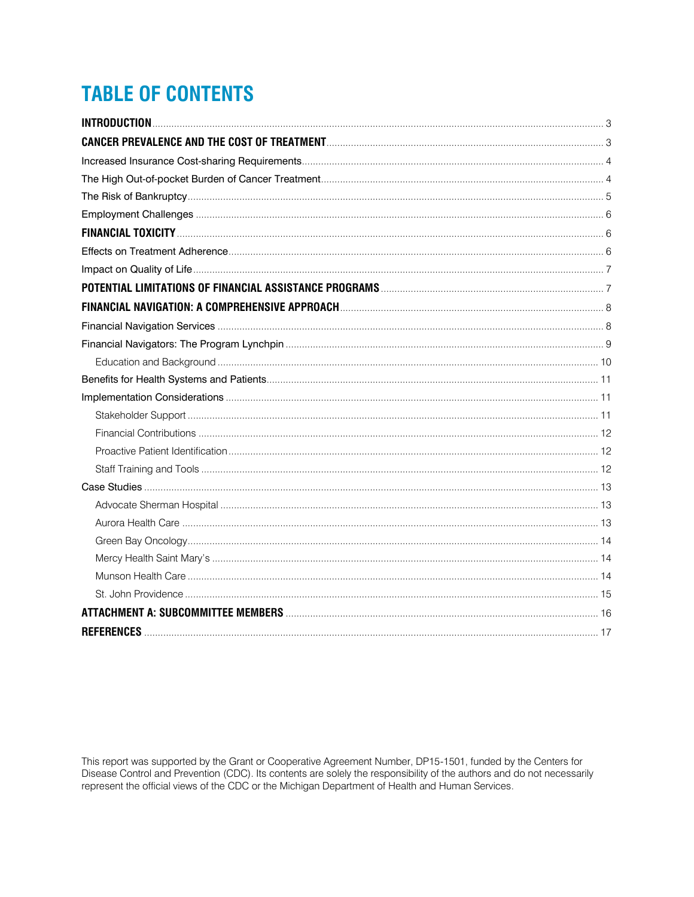# TABLE OF CONTENTS

**INTRODUCTION** .... 3

**CANCER PREVALENCE AND THE COST OF TREATMENT** .... 3

Increased Insurance Cost-sharing Requirements .... 4

The High Out-of-pocket Burden of Cancer Treatment .... 4

The Risk of Bankruptcy .... 5

Employment Challenges .... 6

**FINANCIAL TOXICITY** .... 6

Effects on Treatment Adherence .... 6

Impact on Quality of Life .... 7

**POTENTIAL LIMITATIONS OF FINANCIAL ASSISTANCE PROGRAMS** .... 7

**FINANCIAL NAVIGATION: A COMPREHENSIVE APPROACH** .... 8

Financial Navigation Services .... 8

Financial Navigators: The Program Lynchpin .... 9

- Education and Background .... 10

Benefits for Health Systems and Patients .... 11

Implementation Considerations .... 11

- Stakeholder Support .... 11
- Financial Contributions .... 12
- Proactive Patient Identification .... 12
- Staff Training and Tools .... 12

Case Studies .... 13

- Advocate Sherman Hospital .... 13
- Aurora Health Care .... 13
- Green Bay Oncology .... 14
- Mercy Health Saint Mary's .... 14
- Munson Health Care .... 14
- St. John Providence .... 15

**ATTACHMENT A: SUBCOMMITTEE MEMBERS** .... 16

**REFERENCES** .... 17

This report was supported by the Grant or Cooperative Agreement Number, DP15-1501, funded by the Centers for Disease Control and Prevention (CDC). Its contents are solely the responsibility of the authors and do not necessarily represent the official views of the CDC or the Michigan Department of Health and Human Services.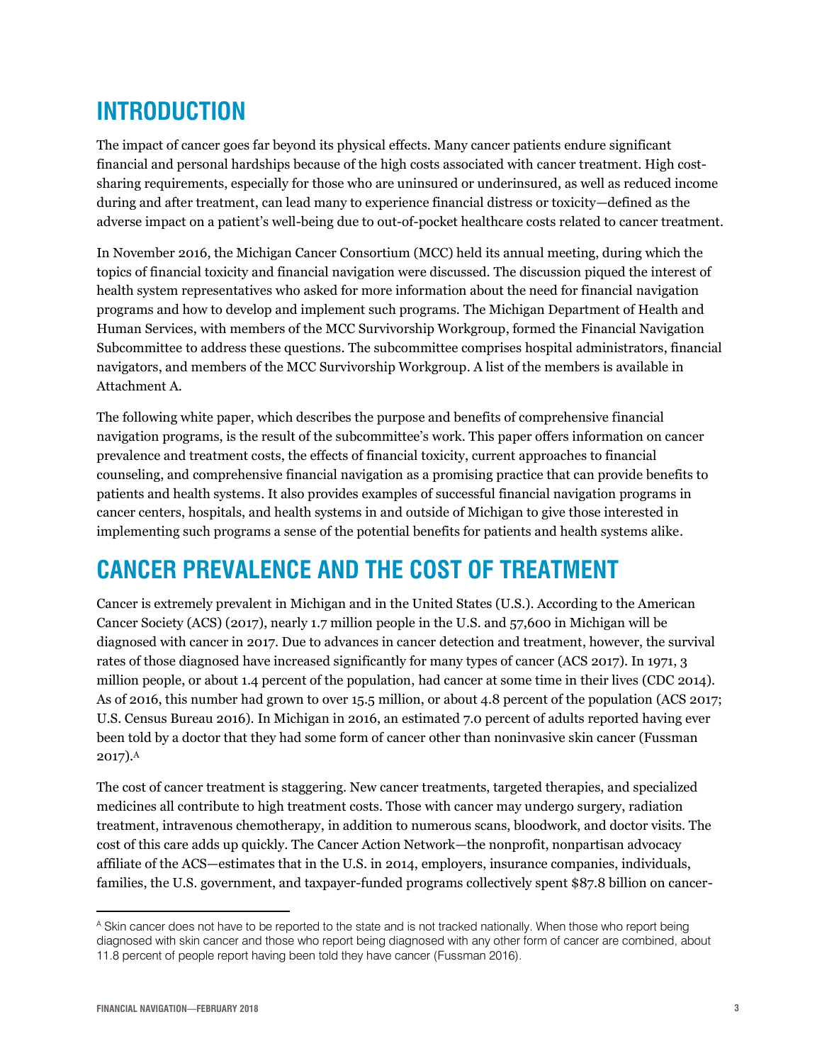## INTRODUCTION

The impact of cancer goes far beyond its physical effects. Many cancer patients endure significant financial and personal hardships because of the high costs associated with cancer treatment. High cost-sharing requirements, especially for those who are uninsured or underinsured, as well as reduced income during and after treatment, can lead many to experience financial distress or toxicity—defined as the adverse impact on a patient's well-being due to out-of-pocket healthcare costs related to cancer treatment.

In November 2016, the Michigan Cancer Consortium (MCC) held its annual meeting, during which the topics of financial toxicity and financial navigation were discussed. The discussion piqued the interest of health system representatives who asked for more information about the need for financial navigation programs and how to develop and implement such programs. The Michigan Department of Health and Human Services, with members of the MCC Survivorship Workgroup, formed the Financial Navigation Subcommittee to address these questions. The subcommittee comprises hospital administrators, financial navigators, and members of the MCC Survivorship Workgroup. A list of the members is available in Attachment A.

The following white paper, which describes the purpose and benefits of comprehensive financial navigation programs, is the result of the subcommittee's work. This paper offers information on cancer prevalence and treatment costs, the effects of financial toxicity, current approaches to financial counseling, and comprehensive financial navigation as a promising practice that can provide benefits to patients and health systems. It also provides examples of successful financial navigation programs in cancer centers, hospitals, and health systems in and outside of Michigan to give those interested in implementing such programs a sense of the potential benefits for patients and health systems alike.

## CANCER PREVALENCE AND THE COST OF TREATMENT

Cancer is extremely prevalent in Michigan and in the United States (U.S.). According to the American Cancer Society (ACS) (2017), nearly 1.7 million people in the U.S. and 57,600 in Michigan will be diagnosed with cancer in 2017. Due to advances in cancer detection and treatment, however, the survival rates of those diagnosed have increased significantly for many types of cancer (ACS 2017). In 1971, 3 million people, or about 1.4 percent of the population, had cancer at some time in their lives (CDC 2014). As of 2016, this number had grown to over 15.5 million, or about 4.8 percent of the population (ACS 2017; U.S. Census Bureau 2016). In Michigan in 2016, an estimated 7.0 percent of adults reported having ever been told by a doctor that they had some form of cancer other than noninvasive skin cancer (Fussman 2017).[A]

The cost of cancer treatment is staggering. New cancer treatments, targeted therapies, and specialized medicines all contribute to high treatment costs. Those with cancer may undergo surgery, radiation treatment, intravenous chemotherapy, in addition to numerous scans, bloodwork, and doctor visits. The cost of this care adds up quickly. The Cancer Action Network—the nonprofit, nonpartisan advocacy affiliate of the ACS—estimates that in the U.S. in 2014, employers, insurance companies, individuals, families, the U.S. government, and taxpayer-funded programs collectively spent $87.8 billion on cancer-

---

[A] Skin cancer does not have to be reported to the state and is not tracked nationally. When those who report being diagnosed with skin cancer and those who report being diagnosed with any other form of cancer are combined, about 11.8 percent of people report having been told they have cancer (Fussman 2016).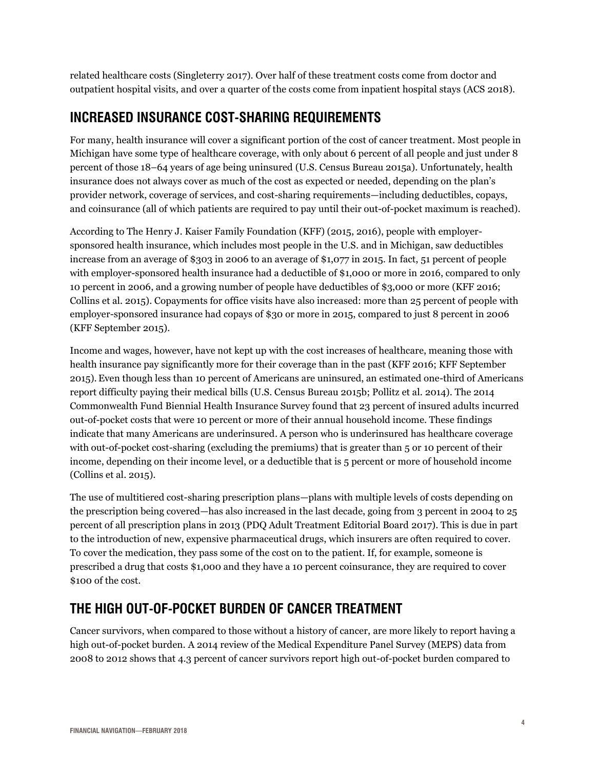related healthcare costs (Singleterry 2017). Over half of these treatment costs come from doctor and outpatient hospital visits, and over a quarter of the costs come from inpatient hospital stays (ACS 2018).

## INCREASED INSURANCE COST-SHARING REQUIREMENTS

For many, health insurance will cover a significant portion of the cost of cancer treatment. Most people in Michigan have some type of healthcare coverage, with only about 6 percent of all people and just under 8 percent of those 18–64 years of age being uninsured (U.S. Census Bureau 2015a). Unfortunately, health insurance does not always cover as much of the cost as expected or needed, depending on the plan's provider network, coverage of services, and cost-sharing requirements—including deductibles, copays, and coinsurance (all of which patients are required to pay until their out-of-pocket maximum is reached).

According to The Henry J. Kaiser Family Foundation (KFF) (2015, 2016), people with employer-sponsored health insurance, which includes most people in the U.S. and in Michigan, saw deductibles increase from an average of $303 in 2006 to an average of $1,077 in 2015. In fact, 51 percent of people with employer-sponsored health insurance had a deductible of $1,000 or more in 2016, compared to only 10 percent in 2006, and a growing number of people have deductibles of $3,000 or more (KFF 2016; Collins et al. 2015). Copayments for office visits have also increased: more than 25 percent of people with employer-sponsored insurance had copays of $30 or more in 2015, compared to just 8 percent in 2006 (KFF September 2015).

Income and wages, however, have not kept up with the cost increases of healthcare, meaning those with health insurance pay significantly more for their coverage than in the past (KFF 2016; KFF September 2015). Even though less than 10 percent of Americans are uninsured, an estimated one-third of Americans report difficulty paying their medical bills (U.S. Census Bureau 2015b; Pollitz et al. 2014). The 2014 Commonwealth Fund Biennial Health Insurance Survey found that 23 percent of insured adults incurred out-of-pocket costs that were 10 percent or more of their annual household income. These findings indicate that many Americans are underinsured. A person who is underinsured has healthcare coverage with out-of-pocket cost-sharing (excluding the premiums) that is greater than 5 or 10 percent of their income, depending on their income level, or a deductible that is 5 percent or more of household income (Collins et al. 2015).

The use of multitiered cost-sharing prescription plans—plans with multiple levels of costs depending on the prescription being covered—has also increased in the last decade, going from 3 percent in 2004 to 25 percent of all prescription plans in 2013 (PDQ Adult Treatment Editorial Board 2017). This is due in part to the introduction of new, expensive pharmaceutical drugs, which insurers are often required to cover. To cover the medication, they pass some of the cost on to the patient. If, for example, someone is prescribed a drug that costs $1,000 and they have a 10 percent coinsurance, they are required to cover $100 of the cost.

## THE HIGH OUT-OF-POCKET BURDEN OF CANCER TREATMENT

Cancer survivors, when compared to those without a history of cancer, are more likely to report having a high out-of-pocket burden. A 2014 review of the Medical Expenditure Panel Survey (MEPS) data from 2008 to 2012 shows that 4.3 percent of cancer survivors report high out-of-pocket burden compared to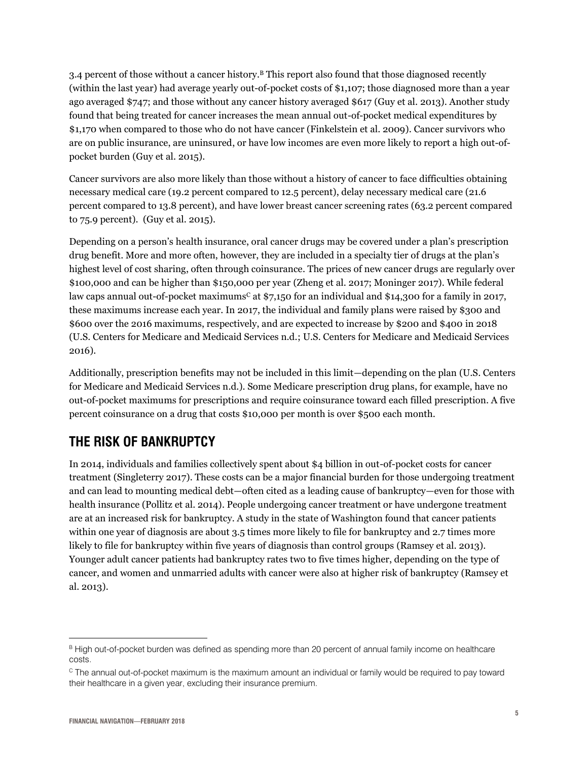3.4 percent of those without a cancer history.[B] This report also found that those diagnosed recently (within the last year) had average yearly out-of-pocket costs of $1,107; those diagnosed more than a year ago averaged $747; and those without any cancer history averaged $617 (Guy et al. 2013). Another study found that being treated for cancer increases the mean annual out-of-pocket medical expenditures by $1,170 when compared to those who do not have cancer (Finkelstein et al. 2009). Cancer survivors who are on public insurance, are uninsured, or have low incomes are even more likely to report a high out-of-pocket burden (Guy et al. 2015).

Cancer survivors are also more likely than those without a history of cancer to face difficulties obtaining necessary medical care (19.2 percent compared to 12.5 percent), delay necessary medical care (21.6 percent compared to 13.8 percent), and have lower breast cancer screening rates (63.2 percent compared to 75.9 percent). (Guy et al. 2015).

Depending on a person's health insurance, oral cancer drugs may be covered under a plan's prescription drug benefit. More and more often, however, they are included in a specialty tier of drugs at the plan's highest level of cost sharing, often through coinsurance. The prices of new cancer drugs are regularly over $100,000 and can be higher than $150,000 per year (Zheng et al. 2017; Moninger 2017). While federal law caps annual out-of-pocket maximums[C] at $7,150 for an individual and $14,300 for a family in 2017, these maximums increase each year. In 2017, the individual and family plans were raised by $300 and $600 over the 2016 maximums, respectively, and are expected to increase by $200 and $400 in 2018 (U.S. Centers for Medicare and Medicaid Services n.d.; U.S. Centers for Medicare and Medicaid Services 2016).

Additionally, prescription benefits may not be included in this limit—depending on the plan (U.S. Centers for Medicare and Medicaid Services n.d.). Some Medicare prescription drug plans, for example, have no out-of-pocket maximums for prescriptions and require coinsurance toward each filled prescription. A five percent coinsurance on a drug that costs $10,000 per month is over $500 each month.

## THE RISK OF BANKRUPTCY

In 2014, individuals and families collectively spent about $4 billion in out-of-pocket costs for cancer treatment (Singleterry 2017). These costs can be a major financial burden for those undergoing treatment and can lead to mounting medical debt—often cited as a leading cause of bankruptcy—even for those with health insurance (Pollitz et al. 2014). People undergoing cancer treatment or have undergone treatment are at an increased risk for bankruptcy. A study in the state of Washington found that cancer patients within one year of diagnosis are about 3.5 times more likely to file for bankruptcy and 2.7 times more likely to file for bankruptcy within five years of diagnosis than control groups (Ramsey et al. 2013). Younger adult cancer patients had bankruptcy rates two to five times higher, depending on the type of cancer, and women and unmarried adults with cancer were also at higher risk of bankruptcy (Ramsey et al. 2013).

---

[B] High out-of-pocket burden was defined as spending more than 20 percent of annual family income on healthcare costs.

[C] The annual out-of-pocket maximum is the maximum amount an individual or family would be required to pay toward their healthcare in a given year, excluding their insurance premium.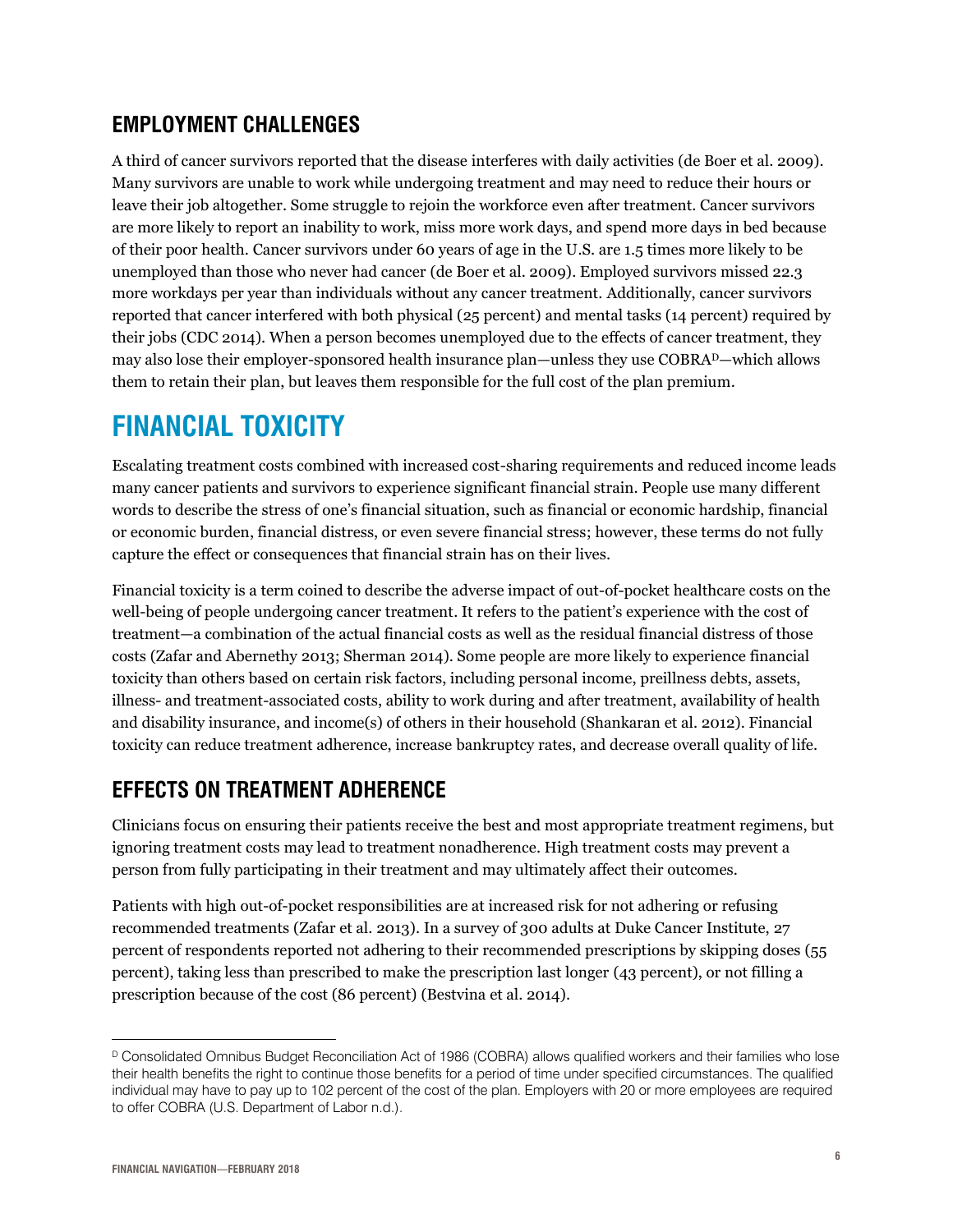## EMPLOYMENT CHALLENGES

A third of cancer survivors reported that the disease interferes with daily activities (de Boer et al. 2009). Many survivors are unable to work while undergoing treatment and may need to reduce their hours or leave their job altogether. Some struggle to rejoin the workforce even after treatment. Cancer survivors are more likely to report an inability to work, miss more work days, and spend more days in bed because of their poor health. Cancer survivors under 60 years of age in the U.S. are 1.5 times more likely to be unemployed than those who never had cancer (de Boer et al. 2009). Employed survivors missed 22.3 more workdays per year than individuals without any cancer treatment. Additionally, cancer survivors reported that cancer interfered with both physical (25 percent) and mental tasks (14 percent) required by their jobs (CDC 2014). When a person becomes unemployed due to the effects of cancer treatment, they may also lose their employer-sponsored health insurance plan—unless they use COBRA[D]—which allows them to retain their plan, but leaves them responsible for the full cost of the plan premium.

# FINANCIAL TOXICITY

Escalating treatment costs combined with increased cost-sharing requirements and reduced income leads many cancer patients and survivors to experience significant financial strain. People use many different words to describe the stress of one's financial situation, such as financial or economic hardship, financial or economic burden, financial distress, or even severe financial stress; however, these terms do not fully capture the effect or consequences that financial strain has on their lives.

Financial toxicity is a term coined to describe the adverse impact of out-of-pocket healthcare costs on the well-being of people undergoing cancer treatment. It refers to the patient's experience with the cost of treatment—a combination of the actual financial costs as well as the residual financial distress of those costs (Zafar and Abernethy 2013; Sherman 2014). Some people are more likely to experience financial toxicity than others based on certain risk factors, including personal income, preillness debts, assets, illness- and treatment-associated costs, ability to work during and after treatment, availability of health and disability insurance, and income(s) of others in their household (Shankaran et al. 2012). Financial toxicity can reduce treatment adherence, increase bankruptcy rates, and decrease overall quality of life.

## EFFECTS ON TREATMENT ADHERENCE

Clinicians focus on ensuring their patients receive the best and most appropriate treatment regimens, but ignoring treatment costs may lead to treatment nonadherence. High treatment costs may prevent a person from fully participating in their treatment and may ultimately affect their outcomes.

Patients with high out-of-pocket responsibilities are at increased risk for not adhering or refusing recommended treatments (Zafar et al. 2013). In a survey of 300 adults at Duke Cancer Institute, 27 percent of respondents reported not adhering to their recommended prescriptions by skipping doses (55 percent), taking less than prescribed to make the prescription last longer (43 percent), or not filling a prescription because of the cost (86 percent) (Bestvina et al. 2014).

---

[D] Consolidated Omnibus Budget Reconciliation Act of 1986 (COBRA) allows qualified workers and their families who lose their health benefits the right to continue those benefits for a period of time under specified circumstances. The qualified individual may have to pay up to 102 percent of the cost of the plan. Employers with 20 or more employees are required to offer COBRA (U.S. Department of Labor n.d.).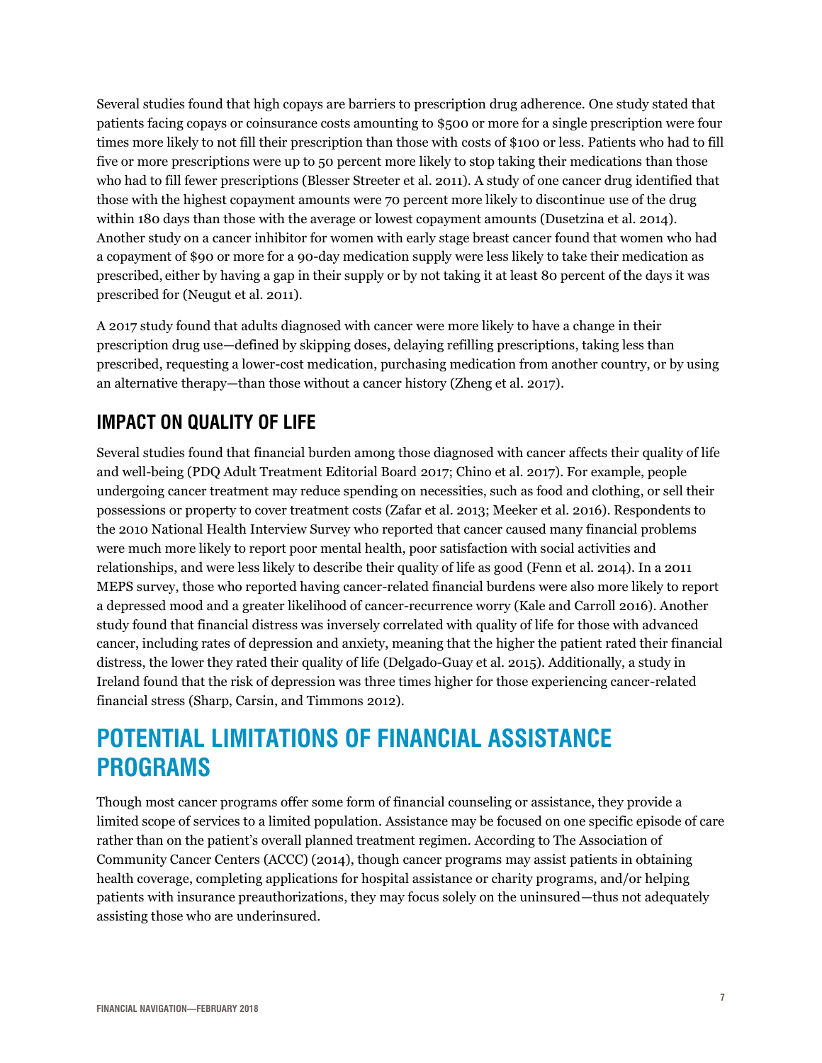Several studies found that high copays are barriers to prescription drug adherence. One study stated that patients facing copays or coinsurance costs amounting to $500 or more for a single prescription were four times more likely to not fill their prescription than those with costs of $100 or less. Patients who had to fill five or more prescriptions were up to 50 percent more likely to stop taking their medications than those who had to fill fewer prescriptions (Blesser Streeter et al. 2011). A study of one cancer drug identified that those with the highest copayment amounts were 70 percent more likely to discontinue use of the drug within 180 days than those with the average or lowest copayment amounts (Dusetzina et al. 2014). Another study on a cancer inhibitor for women with early stage breast cancer found that women who had a copayment of $90 or more for a 90-day medication supply were less likely to take their medication as prescribed, either by having a gap in their supply or by not taking it at least 80 percent of the days it was prescribed for (Neugut et al. 2011).

A 2017 study found that adults diagnosed with cancer were more likely to have a change in their prescription drug use—defined by skipping doses, delaying refilling prescriptions, taking less than prescribed, requesting a lower-cost medication, purchasing medication from another country, or by using an alternative therapy—than those without a cancer history (Zheng et al. 2017).

### IMPACT ON QUALITY OF LIFE

Several studies found that financial burden among those diagnosed with cancer affects their quality of life and well-being (PDQ Adult Treatment Editorial Board 2017; Chino et al. 2017). For example, people undergoing cancer treatment may reduce spending on necessities, such as food and clothing, or sell their possessions or property to cover treatment costs (Zafar et al. 2013; Meeker et al. 2016). Respondents to the 2010 National Health Interview Survey who reported that cancer caused many financial problems were much more likely to report poor mental health, poor satisfaction with social activities and relationships, and were less likely to describe their quality of life as good (Fenn et al. 2014). In a 2011 MEPS survey, those who reported having cancer-related financial burdens were also more likely to report a depressed mood and a greater likelihood of cancer-recurrence worry (Kale and Carroll 2016). Another study found that financial distress was inversely correlated with quality of life for those with advanced cancer, including rates of depression and anxiety, meaning that the higher the patient rated their financial distress, the lower they rated their quality of life (Delgado-Guay et al. 2015). Additionally, a study in Ireland found that the risk of depression was three times higher for those experiencing cancer-related financial stress (Sharp, Carsin, and Timmons 2012).

## POTENTIAL LIMITATIONS OF FINANCIAL ASSISTANCE PROGRAMS

Though most cancer programs offer some form of financial counseling or assistance, they provide a limited scope of services to a limited population. Assistance may be focused on one specific episode of care rather than on the patient's overall planned treatment regimen. According to The Association of Community Cancer Centers (ACCC) (2014), though cancer programs may assist patients in obtaining health coverage, completing applications for hospital assistance or charity programs, and/or helping patients with insurance preauthorizations, they may focus solely on the uninsured—thus not adequately assisting those who are underinsured.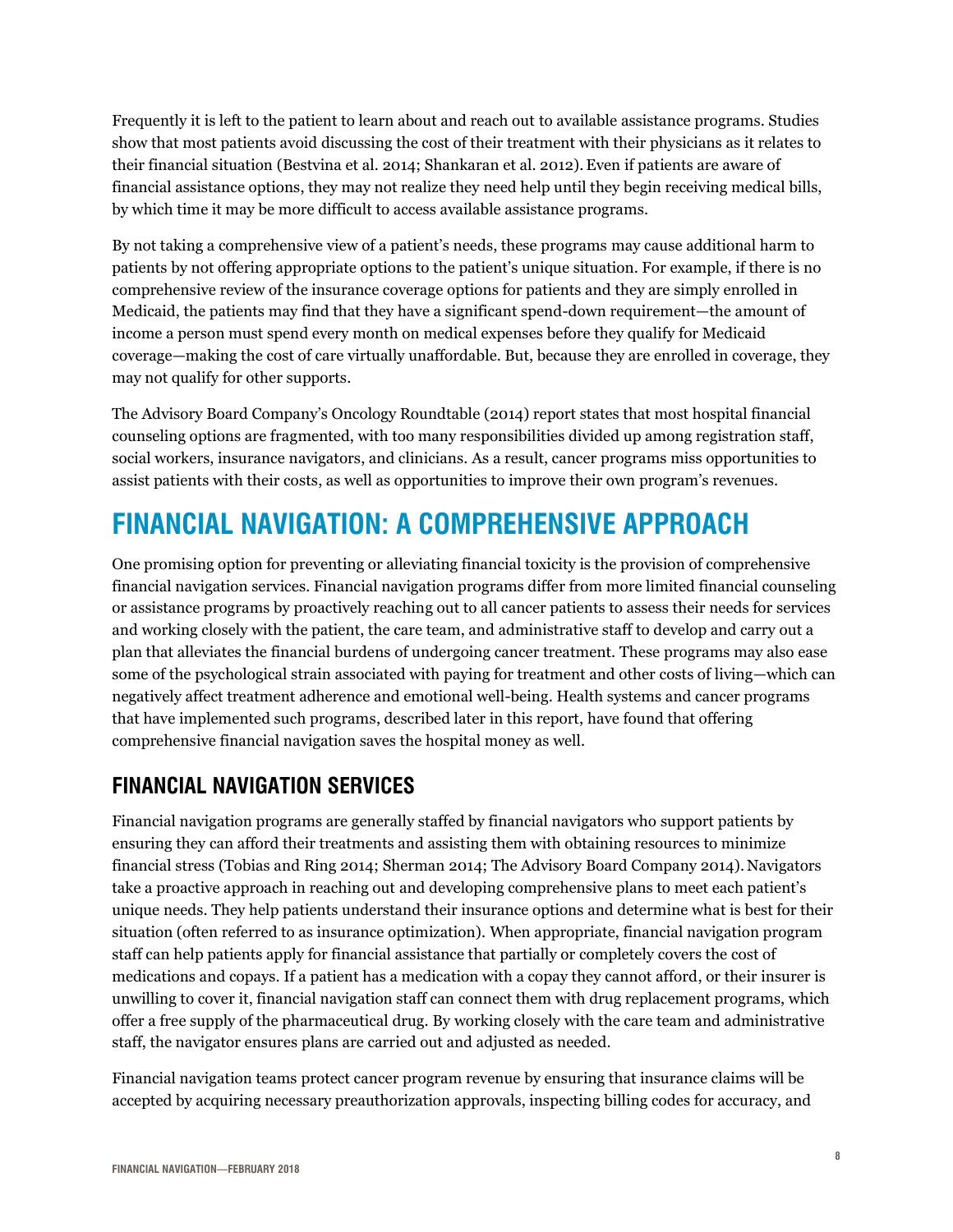Frequently it is left to the patient to learn about and reach out to available assistance programs. Studies show that most patients avoid discussing the cost of their treatment with their physicians as it relates to their financial situation (Bestvina et al. 2014; Shankaran et al. 2012). Even if patients are aware of financial assistance options, they may not realize they need help until they begin receiving medical bills, by which time it may be more difficult to access available assistance programs.

By not taking a comprehensive view of a patient's needs, these programs may cause additional harm to patients by not offering appropriate options to the patient's unique situation. For example, if there is no comprehensive review of the insurance coverage options for patients and they are simply enrolled in Medicaid, the patients may find that they have a significant spend-down requirement—the amount of income a person must spend every month on medical expenses before they qualify for Medicaid coverage—making the cost of care virtually unaffordable. But, because they are enrolled in coverage, they may not qualify for other supports.

The Advisory Board Company's Oncology Roundtable (2014) report states that most hospital financial counseling options are fragmented, with too many responsibilities divided up among registration staff, social workers, insurance navigators, and clinicians. As a result, cancer programs miss opportunities to assist patients with their costs, as well as opportunities to improve their own program's revenues.

# FINANCIAL NAVIGATION: A COMPREHENSIVE APPROACH

One promising option for preventing or alleviating financial toxicity is the provision of comprehensive financial navigation services. Financial navigation programs differ from more limited financial counseling or assistance programs by proactively reaching out to all cancer patients to assess their needs for services and working closely with the patient, the care team, and administrative staff to develop and carry out a plan that alleviates the financial burdens of undergoing cancer treatment. These programs may also ease some of the psychological strain associated with paying for treatment and other costs of living—which can negatively affect treatment adherence and emotional well-being. Health systems and cancer programs that have implemented such programs, described later in this report, have found that offering comprehensive financial navigation saves the hospital money as well.

## FINANCIAL NAVIGATION SERVICES

Financial navigation programs are generally staffed by financial navigators who support patients by ensuring they can afford their treatments and assisting them with obtaining resources to minimize financial stress (Tobias and Ring 2014; Sherman 2014; The Advisory Board Company 2014). Navigators take a proactive approach in reaching out and developing comprehensive plans to meet each patient's unique needs. They help patients understand their insurance options and determine what is best for their situation (often referred to as insurance optimization). When appropriate, financial navigation program staff can help patients apply for financial assistance that partially or completely covers the cost of medications and copays. If a patient has a medication with a copay they cannot afford, or their insurer is unwilling to cover it, financial navigation staff can connect them with drug replacement programs, which offer a free supply of the pharmaceutical drug. By working closely with the care team and administrative staff, the navigator ensures plans are carried out and adjusted as needed.

Financial navigation teams protect cancer program revenue by ensuring that insurance claims will be accepted by acquiring necessary preauthorization approvals, inspecting billing codes for accuracy, and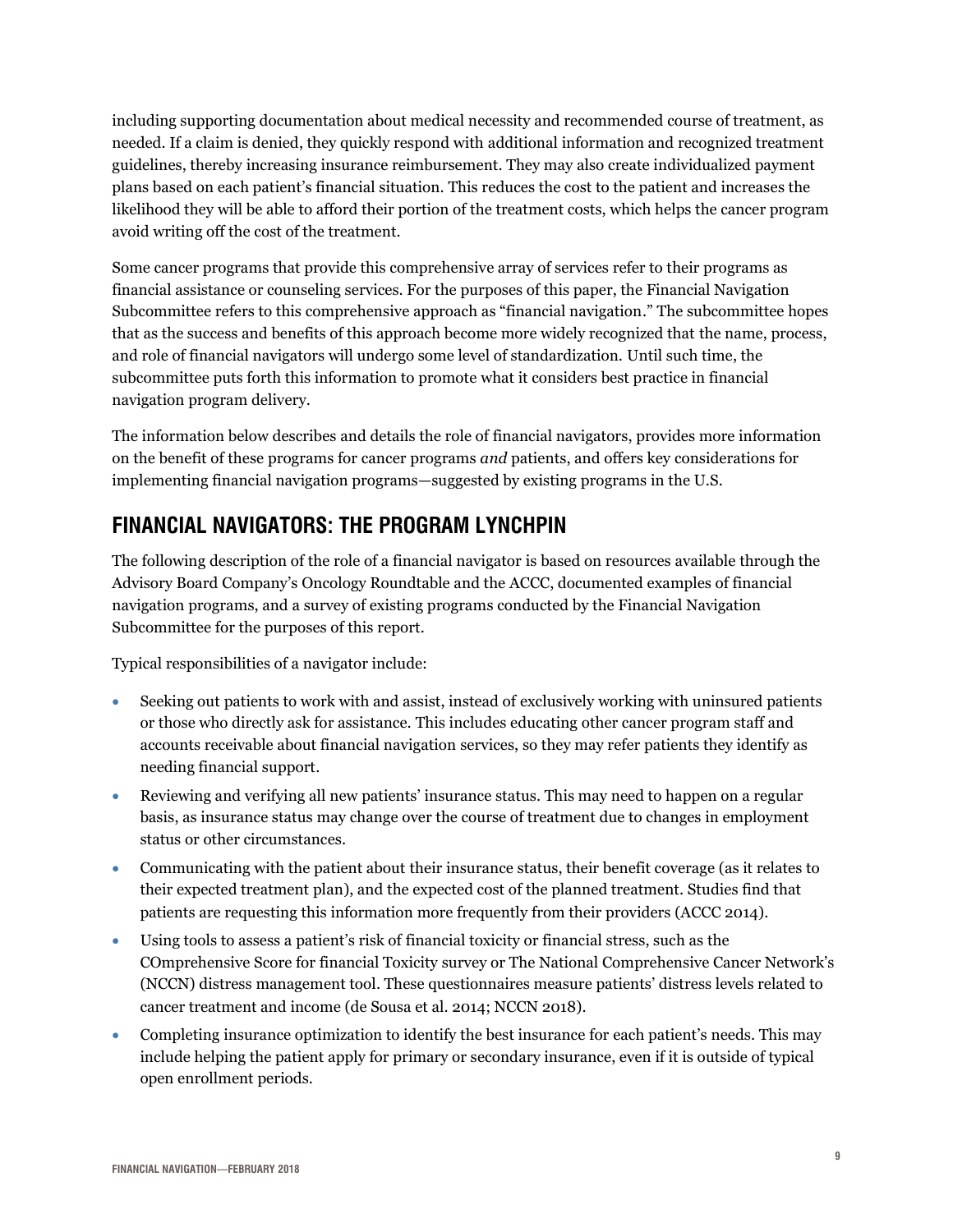including supporting documentation about medical necessity and recommended course of treatment, as needed. If a claim is denied, they quickly respond with additional information and recognized treatment guidelines, thereby increasing insurance reimbursement. They may also create individualized payment plans based on each patient's financial situation. This reduces the cost to the patient and increases the likelihood they will be able to afford their portion of the treatment costs, which helps the cancer program avoid writing off the cost of the treatment.

Some cancer programs that provide this comprehensive array of services refer to their programs as financial assistance or counseling services. For the purposes of this paper, the Financial Navigation Subcommittee refers to this comprehensive approach as "financial navigation." The subcommittee hopes that as the success and benefits of this approach become more widely recognized that the name, process, and role of financial navigators will undergo some level of standardization. Until such time, the subcommittee puts forth this information to promote what it considers best practice in financial navigation program delivery.

The information below describes and details the role of financial navigators, provides more information on the benefit of these programs for cancer programs *and* patients, and offers key considerations for implementing financial navigation programs—suggested by existing programs in the U.S.

## FINANCIAL NAVIGATORS: THE PROGRAM LYNCHPIN

The following description of the role of a financial navigator is based on resources available through the Advisory Board Company's Oncology Roundtable and the ACCC, documented examples of financial navigation programs, and a survey of existing programs conducted by the Financial Navigation Subcommittee for the purposes of this report.

Typical responsibilities of a navigator include:

- Seeking out patients to work with and assist, instead of exclusively working with uninsured patients or those who directly ask for assistance. This includes educating other cancer program staff and accounts receivable about financial navigation services, so they may refer patients they identify as needing financial support.
- Reviewing and verifying all new patients' insurance status. This may need to happen on a regular basis, as insurance status may change over the course of treatment due to changes in employment status or other circumstances.
- Communicating with the patient about their insurance status, their benefit coverage (as it relates to their expected treatment plan), and the expected cost of the planned treatment. Studies find that patients are requesting this information more frequently from their providers (ACCC 2014).
- Using tools to assess a patient's risk of financial toxicity or financial stress, such as the COmprehensive Score for financial Toxicity survey or The National Comprehensive Cancer Network's (NCCN) distress management tool. These questionnaires measure patients' distress levels related to cancer treatment and income (de Sousa et al. 2014; NCCN 2018).
- Completing insurance optimization to identify the best insurance for each patient's needs. This may include helping the patient apply for primary or secondary insurance, even if it is outside of typical open enrollment periods.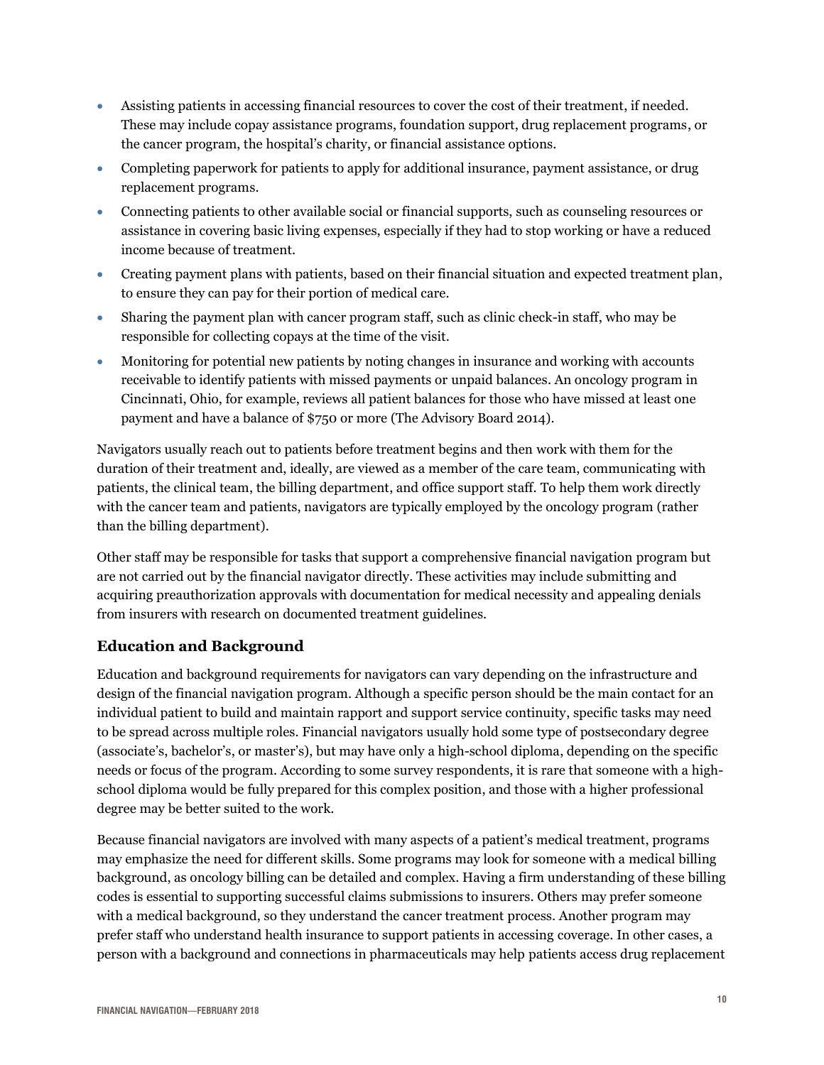- Assisting patients in accessing financial resources to cover the cost of their treatment, if needed. These may include copay assistance programs, foundation support, drug replacement programs, or the cancer program, the hospital's charity, or financial assistance options.
- Completing paperwork for patients to apply for additional insurance, payment assistance, or drug replacement programs.
- Connecting patients to other available social or financial supports, such as counseling resources or assistance in covering basic living expenses, especially if they had to stop working or have a reduced income because of treatment.
- Creating payment plans with patients, based on their financial situation and expected treatment plan, to ensure they can pay for their portion of medical care.
- Sharing the payment plan with cancer program staff, such as clinic check-in staff, who may be responsible for collecting copays at the time of the visit.
- Monitoring for potential new patients by noting changes in insurance and working with accounts receivable to identify patients with missed payments or unpaid balances. An oncology program in Cincinnati, Ohio, for example, reviews all patient balances for those who have missed at least one payment and have a balance of $750 or more (The Advisory Board 2014).

Navigators usually reach out to patients before treatment begins and then work with them for the duration of their treatment and, ideally, are viewed as a member of the care team, communicating with patients, the clinical team, the billing department, and office support staff. To help them work directly with the cancer team and patients, navigators are typically employed by the oncology program (rather than the billing department).

Other staff may be responsible for tasks that support a comprehensive financial navigation program but are not carried out by the financial navigator directly. These activities may include submitting and acquiring preauthorization approvals with documentation for medical necessity and appealing denials from insurers with research on documented treatment guidelines.

### Education and Background

Education and background requirements for navigators can vary depending on the infrastructure and design of the financial navigation program. Although a specific person should be the main contact for an individual patient to build and maintain rapport and support service continuity, specific tasks may need to be spread across multiple roles. Financial navigators usually hold some type of postsecondary degree (associate's, bachelor's, or master's), but may have only a high-school diploma, depending on the specific needs or focus of the program. According to some survey respondents, it is rare that someone with a high-school diploma would be fully prepared for this complex position, and those with a higher professional degree may be better suited to the work.

Because financial navigators are involved with many aspects of a patient's medical treatment, programs may emphasize the need for different skills. Some programs may look for someone with a medical billing background, as oncology billing can be detailed and complex. Having a firm understanding of these billing codes is essential to supporting successful claims submissions to insurers. Others may prefer someone with a medical background, so they understand the cancer treatment process. Another program may prefer staff who understand health insurance to support patients in accessing coverage. In other cases, a person with a background and connections in pharmaceuticals may help patients access drug replacement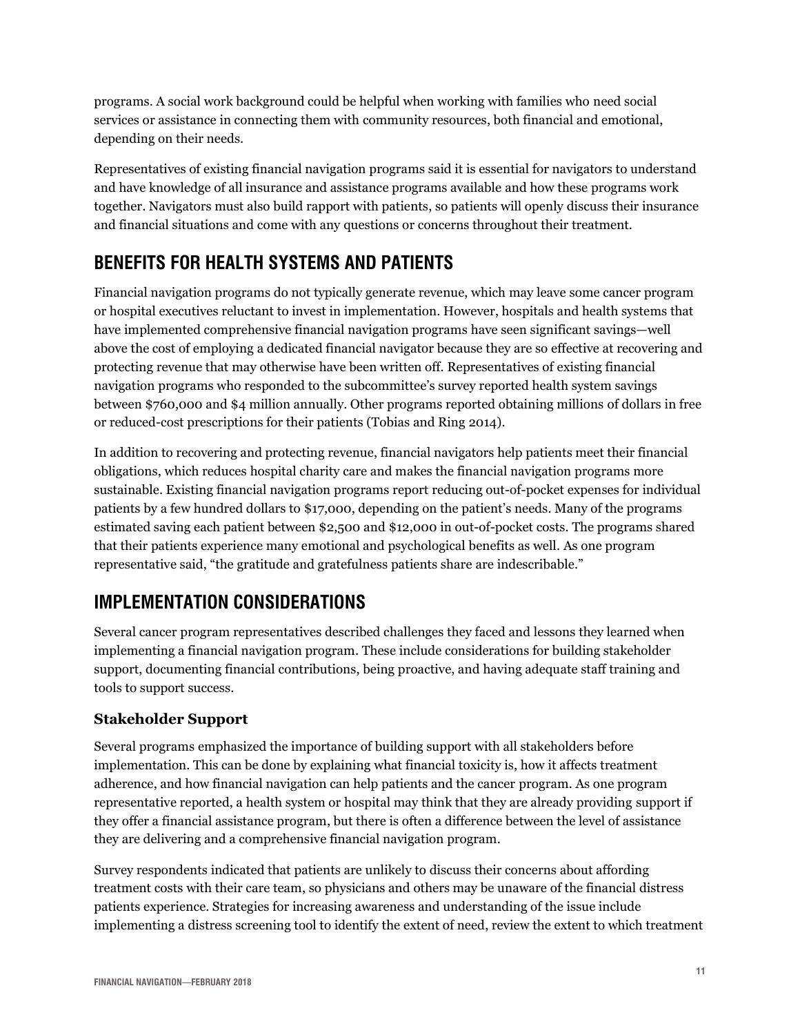programs. A social work background could be helpful when working with families who need social services or assistance in connecting them with community resources, both financial and emotional, depending on their needs.

Representatives of existing financial navigation programs said it is essential for navigators to understand and have knowledge of all insurance and assistance programs available and how these programs work together. Navigators must also build rapport with patients, so patients will openly discuss their insurance and financial situations and come with any questions or concerns throughout their treatment.

## BENEFITS FOR HEALTH SYSTEMS AND PATIENTS

Financial navigation programs do not typically generate revenue, which may leave some cancer program or hospital executives reluctant to invest in implementation. However, hospitals and health systems that have implemented comprehensive financial navigation programs have seen significant savings—well above the cost of employing a dedicated financial navigator because they are so effective at recovering and protecting revenue that may otherwise have been written off. Representatives of existing financial navigation programs who responded to the subcommittee's survey reported health system savings between $760,000 and $4 million annually. Other programs reported obtaining millions of dollars in free or reduced-cost prescriptions for their patients (Tobias and Ring 2014).

In addition to recovering and protecting revenue, financial navigators help patients meet their financial obligations, which reduces hospital charity care and makes the financial navigation programs more sustainable. Existing financial navigation programs report reducing out-of-pocket expenses for individual patients by a few hundred dollars to $17,000, depending on the patient's needs. Many of the programs estimated saving each patient between $2,500 and $12,000 in out-of-pocket costs. The programs shared that their patients experience many emotional and psychological benefits as well. As one program representative said, "the gratitude and gratefulness patients share are indescribable."

## IMPLEMENTATION CONSIDERATIONS

Several cancer program representatives described challenges they faced and lessons they learned when implementing a financial navigation program. These include considerations for building stakeholder support, documenting financial contributions, being proactive, and having adequate staff training and tools to support success.

### Stakeholder Support

Several programs emphasized the importance of building support with all stakeholders before implementation. This can be done by explaining what financial toxicity is, how it affects treatment adherence, and how financial navigation can help patients and the cancer program. As one program representative reported, a health system or hospital may think that they are already providing support if they offer a financial assistance program, but there is often a difference between the level of assistance they are delivering and a comprehensive financial navigation program.

Survey respondents indicated that patients are unlikely to discuss their concerns about affording treatment costs with their care team, so physicians and others may be unaware of the financial distress patients experience. Strategies for increasing awareness and understanding of the issue include implementing a distress screening tool to identify the extent of need, review the extent to which treatment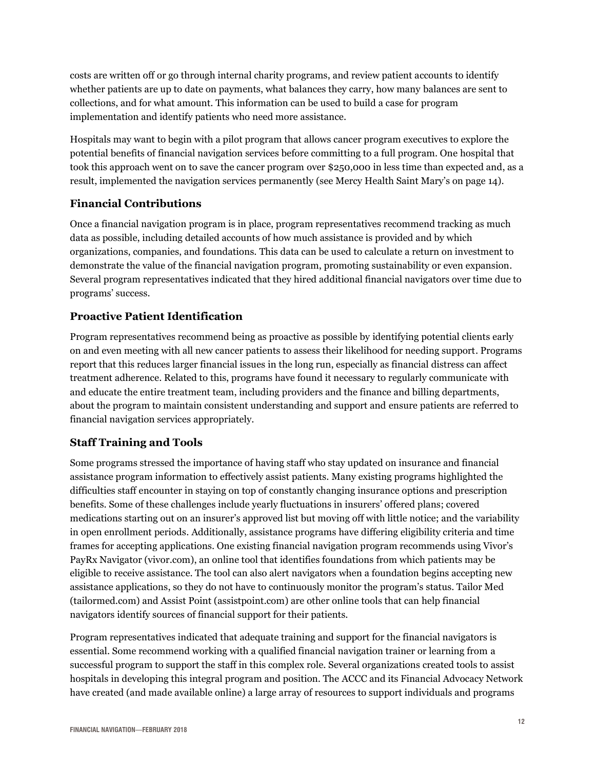costs are written off or go through internal charity programs, and review patient accounts to identify whether patients are up to date on payments, what balances they carry, how many balances are sent to collections, and for what amount. This information can be used to build a case for program implementation and identify patients who need more assistance.

Hospitals may want to begin with a pilot program that allows cancer program executives to explore the potential benefits of financial navigation services before committing to a full program. One hospital that took this approach went on to save the cancer program over $250,000 in less time than expected and, as a result, implemented the navigation services permanently (see Mercy Health Saint Mary's on page 14).

### Financial Contributions

Once a financial navigation program is in place, program representatives recommend tracking as much data as possible, including detailed accounts of how much assistance is provided and by which organizations, companies, and foundations. This data can be used to calculate a return on investment to demonstrate the value of the financial navigation program, promoting sustainability or even expansion. Several program representatives indicated that they hired additional financial navigators over time due to programs' success.

### Proactive Patient Identification

Program representatives recommend being as proactive as possible by identifying potential clients early on and even meeting with all new cancer patients to assess their likelihood for needing support. Programs report that this reduces larger financial issues in the long run, especially as financial distress can affect treatment adherence. Related to this, programs have found it necessary to regularly communicate with and educate the entire treatment team, including providers and the finance and billing departments, about the program to maintain consistent understanding and support and ensure patients are referred to financial navigation services appropriately.

### Staff Training and Tools

Some programs stressed the importance of having staff who stay updated on insurance and financial assistance program information to effectively assist patients. Many existing programs highlighted the difficulties staff encounter in staying on top of constantly changing insurance options and prescription benefits. Some of these challenges include yearly fluctuations in insurers' offered plans; covered medications starting out on an insurer's approved list but moving off with little notice; and the variability in open enrollment periods. Additionally, assistance programs have differing eligibility criteria and time frames for accepting applications. One existing financial navigation program recommends using Vivor's PayRx Navigator (vivor.com), an online tool that identifies foundations from which patients may be eligible to receive assistance. The tool can also alert navigators when a foundation begins accepting new assistance applications, so they do not have to continuously monitor the program's status. Tailor Med (tailormed.com) and Assist Point (assistpoint.com) are other online tools that can help financial navigators identify sources of financial support for their patients.

Program representatives indicated that adequate training and support for the financial navigators is essential. Some recommend working with a qualified financial navigation trainer or learning from a successful program to support the staff in this complex role. Several organizations created tools to assist hospitals in developing this integral program and position. The ACCC and its Financial Advocacy Network have created (and made available online) a large array of resources to support individuals and programs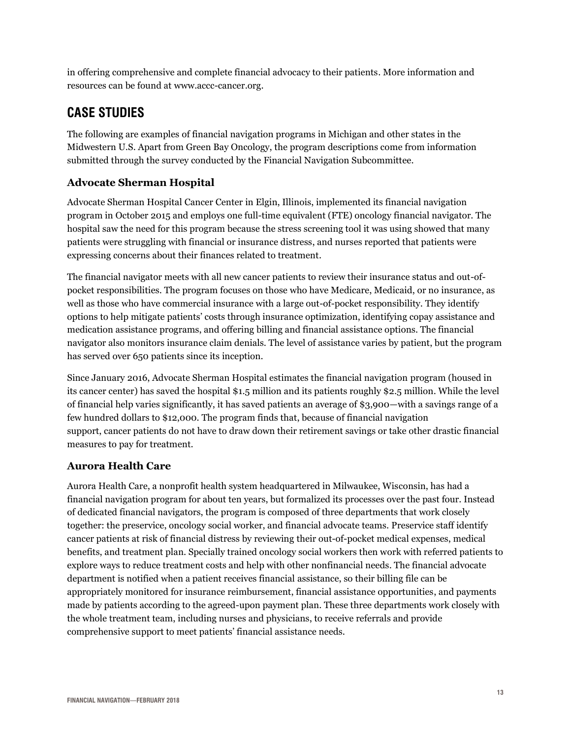in offering comprehensive and complete financial advocacy to their patients. More information and resources can be found at www.accc-cancer.org.

## CASE STUDIES

The following are examples of financial navigation programs in Michigan and other states in the Midwestern U.S. Apart from Green Bay Oncology, the program descriptions come from information submitted through the survey conducted by the Financial Navigation Subcommittee.

### Advocate Sherman Hospital

Advocate Sherman Hospital Cancer Center in Elgin, Illinois, implemented its financial navigation program in October 2015 and employs one full-time equivalent (FTE) oncology financial navigator. The hospital saw the need for this program because the stress screening tool it was using showed that many patients were struggling with financial or insurance distress, and nurses reported that patients were expressing concerns about their finances related to treatment.

The financial navigator meets with all new cancer patients to review their insurance status and out-of-pocket responsibilities. The program focuses on those who have Medicare, Medicaid, or no insurance, as well as those who have commercial insurance with a large out-of-pocket responsibility. They identify options to help mitigate patients' costs through insurance optimization, identifying copay assistance and medication assistance programs, and offering billing and financial assistance options. The financial navigator also monitors insurance claim denials. The level of assistance varies by patient, but the program has served over 650 patients since its inception.

Since January 2016, Advocate Sherman Hospital estimates the financial navigation program (housed in its cancer center) has saved the hospital $1.5 million and its patients roughly $2.5 million. While the level of financial help varies significantly, it has saved patients an average of $3,900—with a savings range of a few hundred dollars to $12,000. The program finds that, because of financial navigation support, cancer patients do not have to draw down their retirement savings or take other drastic financial measures to pay for treatment.

### Aurora Health Care

Aurora Health Care, a nonprofit health system headquartered in Milwaukee, Wisconsin, has had a financial navigation program for about ten years, but formalized its processes over the past four. Instead of dedicated financial navigators, the program is composed of three departments that work closely together: the preservice, oncology social worker, and financial advocate teams. Preservice staff identify cancer patients at risk of financial distress by reviewing their out-of-pocket medical expenses, medical benefits, and treatment plan. Specially trained oncology social workers then work with referred patients to explore ways to reduce treatment costs and help with other nonfinancial needs. The financial advocate department is notified when a patient receives financial assistance, so their billing file can be appropriately monitored for insurance reimbursement, financial assistance opportunities, and payments made by patients according to the agreed-upon payment plan. These three departments work closely with the whole treatment team, including nurses and physicians, to receive referrals and provide comprehensive support to meet patients' financial assistance needs.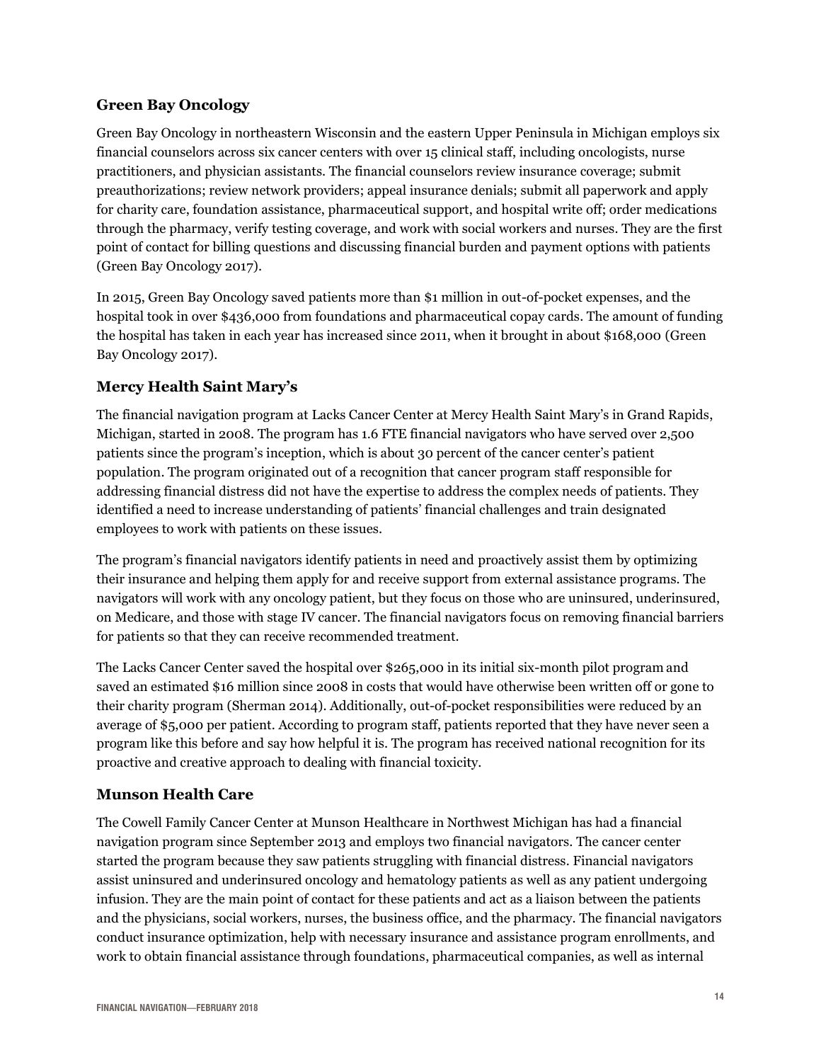### Green Bay Oncology

Green Bay Oncology in northeastern Wisconsin and the eastern Upper Peninsula in Michigan employs six financial counselors across six cancer centers with over 15 clinical staff, including oncologists, nurse practitioners, and physician assistants. The financial counselors review insurance coverage; submit preauthorizations; review network providers; appeal insurance denials; submit all paperwork and apply for charity care, foundation assistance, pharmaceutical support, and hospital write off; order medications through the pharmacy, verify testing coverage, and work with social workers and nurses. They are the first point of contact for billing questions and discussing financial burden and payment options with patients (Green Bay Oncology 2017).

In 2015, Green Bay Oncology saved patients more than $1 million in out-of-pocket expenses, and the hospital took in over $436,000 from foundations and pharmaceutical copay cards. The amount of funding the hospital has taken in each year has increased since 2011, when it brought in about $168,000 (Green Bay Oncology 2017).

### Mercy Health Saint Mary's

The financial navigation program at Lacks Cancer Center at Mercy Health Saint Mary's in Grand Rapids, Michigan, started in 2008. The program has 1.6 FTE financial navigators who have served over 2,500 patients since the program's inception, which is about 30 percent of the cancer center's patient population. The program originated out of a recognition that cancer program staff responsible for addressing financial distress did not have the expertise to address the complex needs of patients. They identified a need to increase understanding of patients' financial challenges and train designated employees to work with patients on these issues.

The program's financial navigators identify patients in need and proactively assist them by optimizing their insurance and helping them apply for and receive support from external assistance programs. The navigators will work with any oncology patient, but they focus on those who are uninsured, underinsured, on Medicare, and those with stage IV cancer. The financial navigators focus on removing financial barriers for patients so that they can receive recommended treatment.

The Lacks Cancer Center saved the hospital over $265,000 in its initial six-month pilot program and saved an estimated $16 million since 2008 in costs that would have otherwise been written off or gone to their charity program (Sherman 2014). Additionally, out-of-pocket responsibilities were reduced by an average of $5,000 per patient. According to program staff, patients reported that they have never seen a program like this before and say how helpful it is. The program has received national recognition for its proactive and creative approach to dealing with financial toxicity.

### Munson Health Care

The Cowell Family Cancer Center at Munson Healthcare in Northwest Michigan has had a financial navigation program since September 2013 and employs two financial navigators. The cancer center started the program because they saw patients struggling with financial distress. Financial navigators assist uninsured and underinsured oncology and hematology patients as well as any patient undergoing infusion. They are the main point of contact for these patients and act as a liaison between the patients and the physicians, social workers, nurses, the business office, and the pharmacy. The financial navigators conduct insurance optimization, help with necessary insurance and assistance program enrollments, and work to obtain financial assistance through foundations, pharmaceutical companies, as well as internal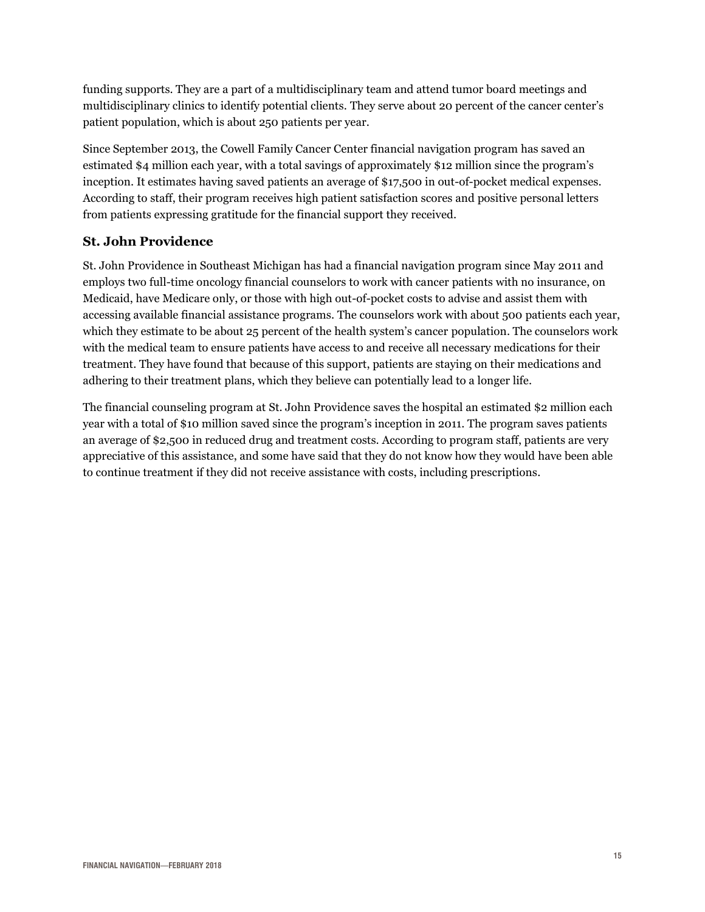funding supports. They are a part of a multidisciplinary team and attend tumor board meetings and multidisciplinary clinics to identify potential clients. They serve about 20 percent of the cancer center's patient population, which is about 250 patients per year.

Since September 2013, the Cowell Family Cancer Center financial navigation program has saved an estimated $4 million each year, with a total savings of approximately $12 million since the program's inception. It estimates having saved patients an average of $17,500 in out-of-pocket medical expenses. According to staff, their program receives high patient satisfaction scores and positive personal letters from patients expressing gratitude for the financial support they received.

### St. John Providence

St. John Providence in Southeast Michigan has had a financial navigation program since May 2011 and employs two full-time oncology financial counselors to work with cancer patients with no insurance, on Medicaid, have Medicare only, or those with high out-of-pocket costs to advise and assist them with accessing available financial assistance programs. The counselors work with about 500 patients each year, which they estimate to be about 25 percent of the health system's cancer population. The counselors work with the medical team to ensure patients have access to and receive all necessary medications for their treatment. They have found that because of this support, patients are staying on their medications and adhering to their treatment plans, which they believe can potentially lead to a longer life.

The financial counseling program at St. John Providence saves the hospital an estimated $2 million each year with a total of $10 million saved since the program's inception in 2011. The program saves patients an average of $2,500 in reduced drug and treatment costs. According to program staff, patients are very appreciative of this assistance, and some have said that they do not know how they would have been able to continue treatment if they did not receive assistance with costs, including prescriptions.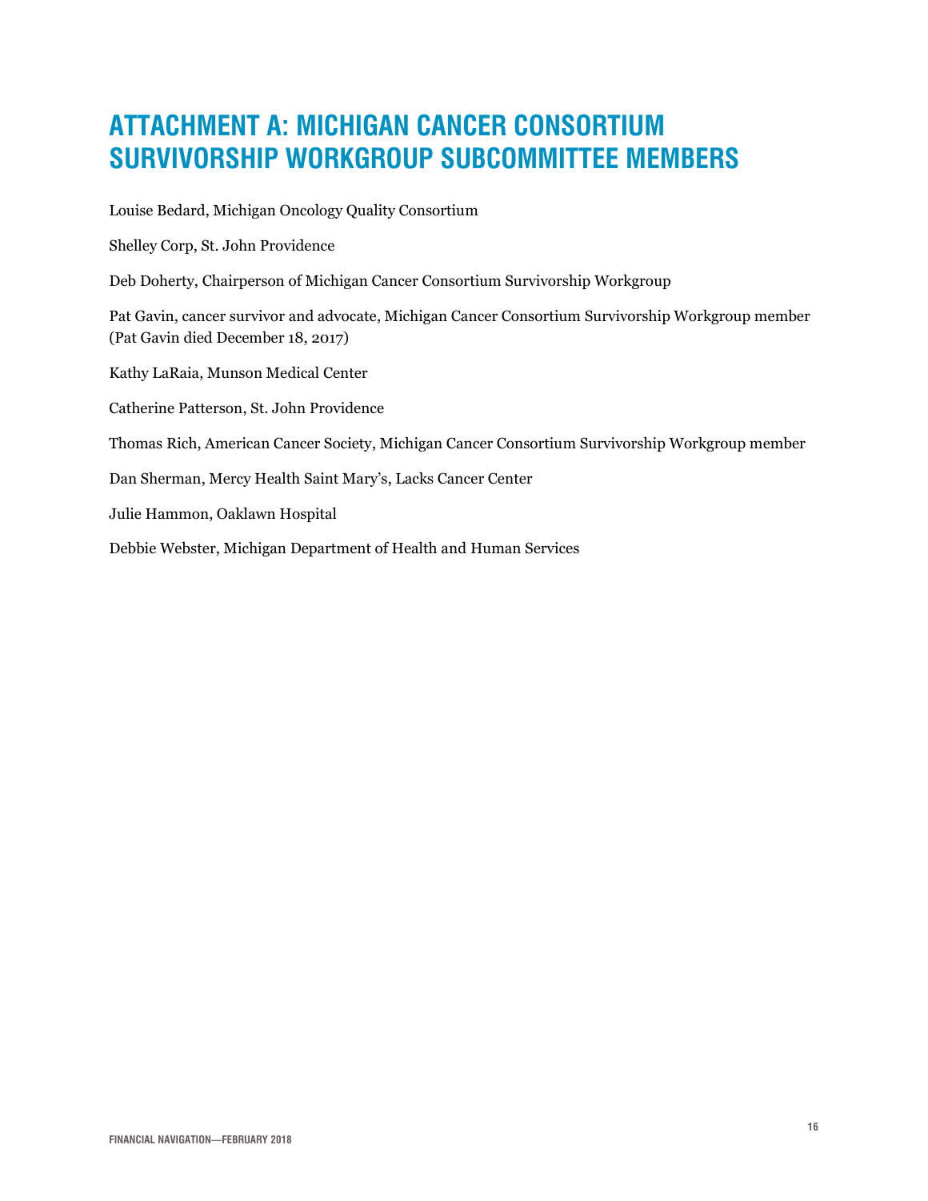# ATTACHMENT A: MICHIGAN CANCER CONSORTIUM SURVIVORSHIP WORKGROUP SUBCOMMITTEE MEMBERS

Louise Bedard, Michigan Oncology Quality Consortium

Shelley Corp, St. John Providence

Deb Doherty, Chairperson of Michigan Cancer Consortium Survivorship Workgroup

Pat Gavin, cancer survivor and advocate, Michigan Cancer Consortium Survivorship Workgroup member (Pat Gavin died December 18, 2017)

Kathy LaRaia, Munson Medical Center

Catherine Patterson, St. John Providence

Thomas Rich, American Cancer Society, Michigan Cancer Consortium Survivorship Workgroup member

Dan Sherman, Mercy Health Saint Mary's, Lacks Cancer Center

Julie Hammon, Oaklawn Hospital

Debbie Webster, Michigan Department of Health and Human Services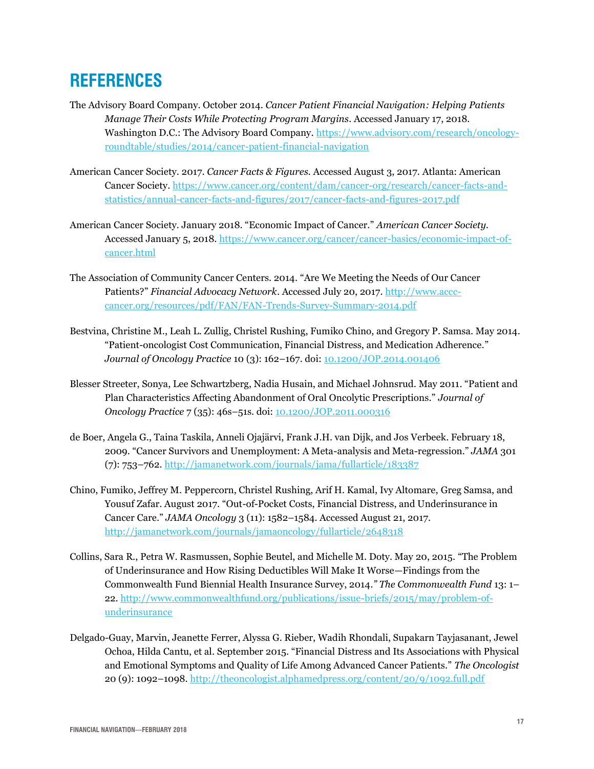# REFERENCES

The Advisory Board Company. October 2014. *Cancer Patient Financial Navigation: Helping Patients Manage Their Costs While Protecting Program Margins*. Accessed January 17, 2018. Washington D.C.: The Advisory Board Company. https://www.advisory.com/research/oncology-roundtable/studies/2014/cancer-patient-financial-navigation

American Cancer Society. 2017. *Cancer Facts & Figures*. Accessed August 3, 2017. Atlanta: American Cancer Society. https://www.cancer.org/content/dam/cancer-org/research/cancer-facts-and-statistics/annual-cancer-facts-and-figures/2017/cancer-facts-and-figures-2017.pdf

American Cancer Society. January 2018. "Economic Impact of Cancer." *American Cancer Society*. Accessed January 5, 2018. https://www.cancer.org/cancer/cancer-basics/economic-impact-of-cancer.html

The Association of Community Cancer Centers. 2014. "Are We Meeting the Needs of Our Cancer Patients?" *Financial Advocacy Network*. Accessed July 20, 2017. http://www.accc-cancer.org/resources/pdf/FAN/FAN-Trends-Survey-Summary-2014.pdf

Bestvina, Christine M., Leah L. Zullig, Christel Rushing, Fumiko Chino, and Gregory P. Samsa. May 2014. "Patient-oncologist Cost Communication, Financial Distress, and Medication Adherence." *Journal of Oncology Practice* 10 (3): 162–167. doi: 10.1200/JOP.2014.001406

Blesser Streeter, Sonya, Lee Schwartzberg, Nadia Husain, and Michael Johnsrud. May 2011. "Patient and Plan Characteristics Affecting Abandonment of Oral Oncolytic Prescriptions." *Journal of Oncology Practice* 7 (35): 46s–51s. doi: 10.1200/JOP.2011.000316

de Boer, Angela G., Taina Taskila, Anneli Ojajärvi, Frank J.H. van Dijk, and Jos Verbeek. February 18, 2009. "Cancer Survivors and Unemployment: A Meta-analysis and Meta-regression." *JAMA* 301 (7): 753–762. http://jamanetwork.com/journals/jama/fullarticle/183387

Chino, Fumiko, Jeffrey M. Peppercorn, Christel Rushing, Arif H. Kamal, Ivy Altomare, Greg Samsa, and Yousuf Zafar. August 2017. "Out-of-Pocket Costs, Financial Distress, and Underinsurance in Cancer Care." *JAMA Oncology* 3 (11): 1582–1584. Accessed August 21, 2017. http://jamanetwork.com/journals/jamaoncology/fullarticle/2648318

Collins, Sara R., Petra W. Rasmussen, Sophie Beutel, and Michelle M. Doty. May 20, 2015. "The Problem of Underinsurance and How Rising Deductibles Will Make It Worse—Findings from the Commonwealth Fund Biennial Health Insurance Survey, 2014." *The Commonwealth Fund* 13: 1–22. http://www.commonwealthfund.org/publications/issue-briefs/2015/may/problem-of-underinsurance

Delgado-Guay, Marvin, Jeanette Ferrer, Alyssa G. Rieber, Wadih Rhondali, Supakarn Tayjasanant, Jewel Ochoa, Hilda Cantu, et al. September 2015. "Financial Distress and Its Associations with Physical and Emotional Symptoms and Quality of Life Among Advanced Cancer Patients." *The Oncologist* 20 (9): 1092–1098. http://theoncologist.alphamedpress.org/content/20/9/1092.full.pdf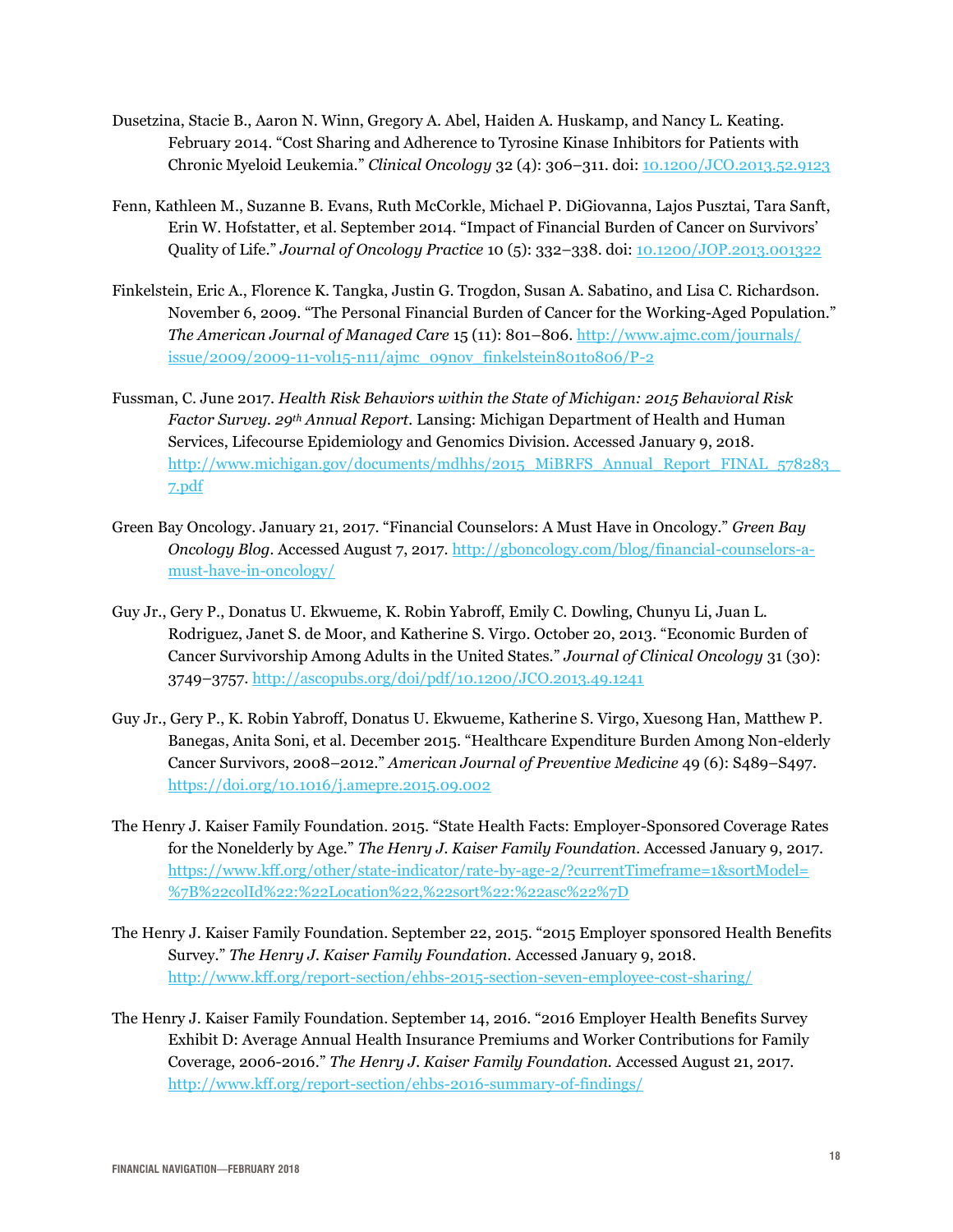Dusetzina, Stacie B., Aaron N. Winn, Gregory A. Abel, Haiden A. Huskamp, and Nancy L. Keating. February 2014. "Cost Sharing and Adherence to Tyrosine Kinase Inhibitors for Patients with Chronic Myeloid Leukemia." *Clinical Oncology* 32 (4): 306–311. doi: 10.1200/JCO.2013.52.9123

Fenn, Kathleen M., Suzanne B. Evans, Ruth McCorkle, Michael P. DiGiovanna, Lajos Pusztai, Tara Sanft, Erin W. Hofstatter, et al. September 2014. "Impact of Financial Burden of Cancer on Survivors' Quality of Life." *Journal of Oncology Practice* 10 (5): 332–338. doi: 10.1200/JOP.2013.001322

Finkelstein, Eric A., Florence K. Tangka, Justin G. Trogdon, Susan A. Sabatino, and Lisa C. Richardson. November 6, 2009. "The Personal Financial Burden of Cancer for the Working-Aged Population." *The American Journal of Managed Care* 15 (11): 801–806. http://www.ajmc.com/journals/issue/2009/2009-11-vol15-n11/ajmc_09nov_finkelstein801to806/P-2

Fussman, C. June 2017. *Health Risk Behaviors within the State of Michigan: 2015 Behavioral Risk Factor Survey. 29th Annual Report*. Lansing: Michigan Department of Health and Human Services, Lifecourse Epidemiology and Genomics Division. Accessed January 9, 2018. http://www.michigan.gov/documents/mdhhs/2015_MiBRFS_Annual_Report_FINAL_578283_7.pdf

Green Bay Oncology. January 21, 2017. "Financial Counselors: A Must Have in Oncology." *Green Bay Oncology Blog*. Accessed August 7, 2017. http://gboncology.com/blog/financial-counselors-a-must-have-in-oncology/

Guy Jr., Gery P., Donatus U. Ekwueme, K. Robin Yabroff, Emily C. Dowling, Chunyu Li, Juan L. Rodriguez, Janet S. de Moor, and Katherine S. Virgo. October 20, 2013. "Economic Burden of Cancer Survivorship Among Adults in the United States." *Journal of Clinical Oncology* 31 (30): 3749–3757. http://ascopubs.org/doi/pdf/10.1200/JCO.2013.49.1241

Guy Jr., Gery P., K. Robin Yabroff, Donatus U. Ekwueme, Katherine S. Virgo, Xuesong Han, Matthew P. Banegas, Anita Soni, et al. December 2015. "Healthcare Expenditure Burden Among Non-elderly Cancer Survivors, 2008–2012." *American Journal of Preventive Medicine* 49 (6): S489–S497. https://doi.org/10.1016/j.amepre.2015.09.002

The Henry J. Kaiser Family Foundation. 2015. "State Health Facts: Employer-Sponsored Coverage Rates for the Nonelderly by Age." *The Henry J. Kaiser Family Foundation*. Accessed January 9, 2017. https://www.kff.org/other/state-indicator/rate-by-age-2/?currentTimeframe=1&sortModel=%7B%22colId%22:%22Location%22,%22sort%22:%22asc%22%7D

The Henry J. Kaiser Family Foundation. September 22, 2015. "2015 Employer sponsored Health Benefits Survey." *The Henry J. Kaiser Family Foundation.* Accessed January 9, 2018. http://www.kff.org/report-section/ehbs-2015-section-seven-employee-cost-sharing/

The Henry J. Kaiser Family Foundation. September 14, 2016. "2016 Employer Health Benefits Survey Exhibit D: Average Annual Health Insurance Premiums and Worker Contributions for Family Coverage, 2006-2016." *The Henry J. Kaiser Family Foundation.* Accessed August 21, 2017. http://www.kff.org/report-section/ehbs-2016-summary-of-findings/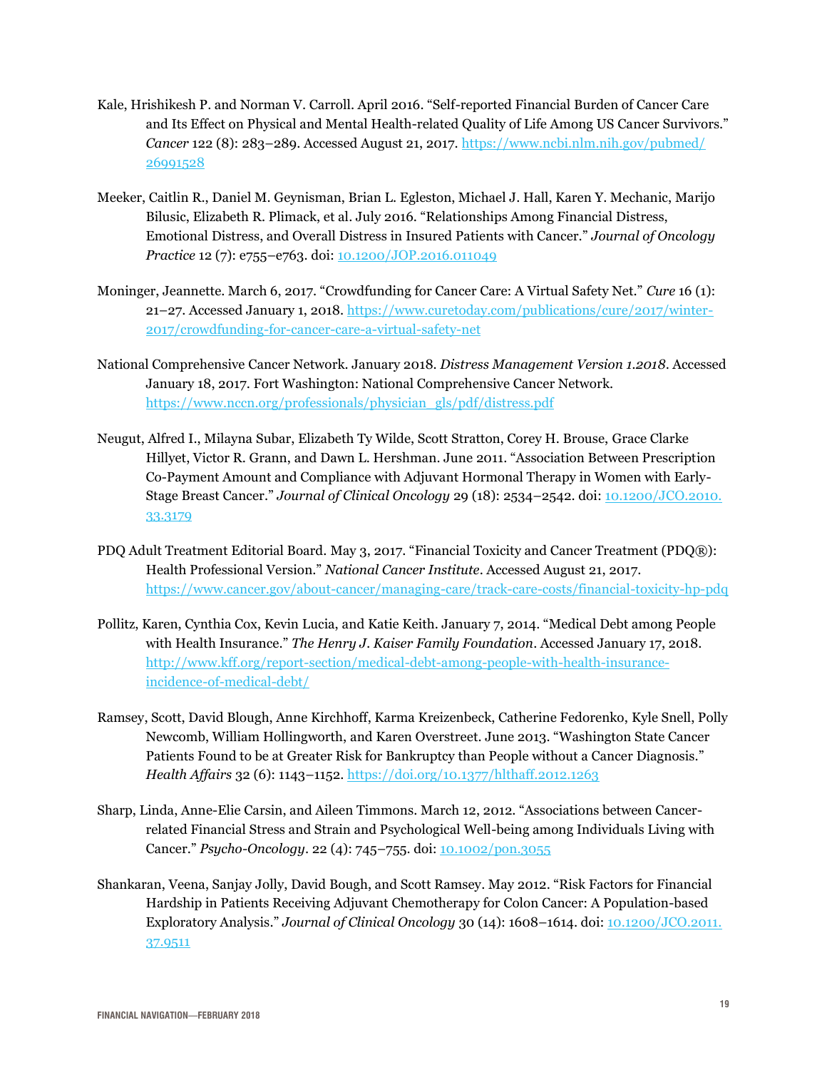Kale, Hrishikesh P. and Norman V. Carroll. April 2016. "Self-reported Financial Burden of Cancer Care and Its Effect on Physical and Mental Health-related Quality of Life Among US Cancer Survivors." *Cancer* 122 (8): 283–289. Accessed August 21, 2017. https://www.ncbi.nlm.nih.gov/pubmed/26991528

Meeker, Caitlin R., Daniel M. Geynisman, Brian L. Egleston, Michael J. Hall, Karen Y. Mechanic, Marijo Bilusic, Elizabeth R. Plimack, et al. July 2016. "Relationships Among Financial Distress, Emotional Distress, and Overall Distress in Insured Patients with Cancer." *Journal of Oncology Practice* 12 (7): e755–e763. doi: 10.1200/JOP.2016.011049

Moninger, Jeannette. March 6, 2017. "Crowdfunding for Cancer Care: A Virtual Safety Net." *Cure* 16 (1): 21–27. Accessed January 1, 2018. https://www.curetoday.com/publications/cure/2017/winter-2017/crowdfunding-for-cancer-care-a-virtual-safety-net

National Comprehensive Cancer Network. January 2018. *Distress Management Version 1.2018*. Accessed January 18, 2017. Fort Washington: National Comprehensive Cancer Network. https://www.nccn.org/professionals/physician_gls/pdf/distress.pdf

Neugut, Alfred I., Milayna Subar, Elizabeth Ty Wilde, Scott Stratton, Corey H. Brouse, Grace Clarke Hillyet, Victor R. Grann, and Dawn L. Hershman. June 2011. "Association Between Prescription Co-Payment Amount and Compliance with Adjuvant Hormonal Therapy in Women with Early-Stage Breast Cancer." *Journal of Clinical Oncology* 29 (18): 2534–2542. doi: 10.1200/JCO.2010.33.3179

PDQ Adult Treatment Editorial Board. May 3, 2017. "Financial Toxicity and Cancer Treatment (PDQ®): Health Professional Version." *National Cancer Institute*. Accessed August 21, 2017. https://www.cancer.gov/about-cancer/managing-care/track-care-costs/financial-toxicity-hp-pdq

Pollitz, Karen, Cynthia Cox, Kevin Lucia, and Katie Keith. January 7, 2014. "Medical Debt among People with Health Insurance." *The Henry J. Kaiser Family Foundation*. Accessed January 17, 2018. http://www.kff.org/report-section/medical-debt-among-people-with-health-insurance-incidence-of-medical-debt/

Ramsey, Scott, David Blough, Anne Kirchhoff, Karma Kreizenbeck, Catherine Fedorenko, Kyle Snell, Polly Newcomb, William Hollingworth, and Karen Overstreet. June 2013. "Washington State Cancer Patients Found to be at Greater Risk for Bankruptcy than People without a Cancer Diagnosis." *Health Affairs* 32 (6): 1143–1152. https://doi.org/10.1377/hlthaff.2012.1263

Sharp, Linda, Anne-Elie Carsin, and Aileen Timmons. March 12, 2012. "Associations between Cancer-related Financial Stress and Strain and Psychological Well-being among Individuals Living with Cancer." *Psycho-Oncology*. 22 (4): 745–755. doi: 10.1002/pon.3055

Shankaran, Veena, Sanjay Jolly, David Bough, and Scott Ramsey. May 2012. "Risk Factors for Financial Hardship in Patients Receiving Adjuvant Chemotherapy for Colon Cancer: A Population-based Exploratory Analysis." *Journal of Clinical Oncology* 30 (14): 1608–1614. doi: 10.1200/JCO.2011.37.9511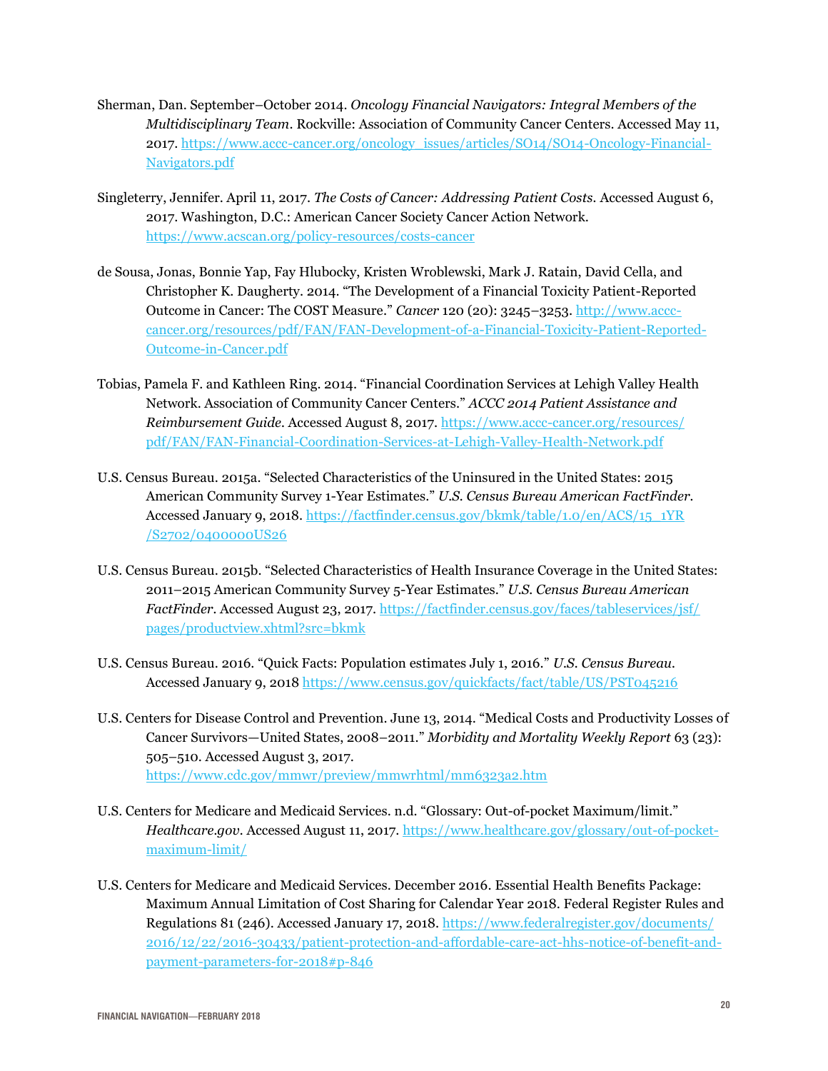Sherman, Dan. September–October 2014. *Oncology Financial Navigators: Integral Members of the Multidisciplinary Team*. Rockville: Association of Community Cancer Centers. Accessed May 11, 2017. https://www.accc-cancer.org/oncology_issues/articles/SO14/SO14-Oncology-Financial-Navigators.pdf

Singleterry, Jennifer. April 11, 2017. *The Costs of Cancer: Addressing Patient Costs*. Accessed August 6, 2017. Washington, D.C.: American Cancer Society Cancer Action Network. https://www.acscan.org/policy-resources/costs-cancer

de Sousa, Jonas, Bonnie Yap, Fay Hlubocky, Kristen Wroblewski, Mark J. Ratain, David Cella, and Christopher K. Daugherty. 2014. "The Development of a Financial Toxicity Patient-Reported Outcome in Cancer: The COST Measure." *Cancer* 120 (20): 3245–3253. http://www.accc-cancer.org/resources/pdf/FAN/FAN-Development-of-a-Financial-Toxicity-Patient-Reported-Outcome-in-Cancer.pdf

Tobias, Pamela F. and Kathleen Ring. 2014. "Financial Coordination Services at Lehigh Valley Health Network. Association of Community Cancer Centers." *ACCC 2014 Patient Assistance and Reimbursement Guide*. Accessed August 8, 2017. https://www.accc-cancer.org/resources/pdf/FAN/FAN-Financial-Coordination-Services-at-Lehigh-Valley-Health-Network.pdf

U.S. Census Bureau. 2015a. "Selected Characteristics of the Uninsured in the United States: 2015 American Community Survey 1-Year Estimates." *U.S. Census Bureau American FactFinder*. Accessed January 9, 2018. https://factfinder.census.gov/bkmk/table/1.0/en/ACS/15_1YR/S2702/0400000US26

U.S. Census Bureau. 2015b. "Selected Characteristics of Health Insurance Coverage in the United States: 2011–2015 American Community Survey 5-Year Estimates." *U.S. Census Bureau American FactFinder*. Accessed August 23, 2017. https://factfinder.census.gov/faces/tableservices/jsf/pages/productview.xhtml?src=bkmk

U.S. Census Bureau. 2016. "Quick Facts: Population estimates July 1, 2016." *U.S. Census Bureau*. Accessed January 9, 2018 https://www.census.gov/quickfacts/fact/table/US/PST045216

U.S. Centers for Disease Control and Prevention. June 13, 2014. "Medical Costs and Productivity Losses of Cancer Survivors—United States, 2008–2011." *Morbidity and Mortality Weekly Report* 63 (23): 505–510. Accessed August 3, 2017. https://www.cdc.gov/mmwr/preview/mmwrhtml/mm6323a2.htm

U.S. Centers for Medicare and Medicaid Services. n.d. "Glossary: Out-of-pocket Maximum/limit." *Healthcare.gov*. Accessed August 11, 2017. https://www.healthcare.gov/glossary/out-of-pocket-maximum-limit/

U.S. Centers for Medicare and Medicaid Services. December 2016. Essential Health Benefits Package: Maximum Annual Limitation of Cost Sharing for Calendar Year 2018. Federal Register Rules and Regulations 81 (246). Accessed January 17, 2018. https://www.federalregister.gov/documents/2016/12/22/2016-30433/patient-protection-and-affordable-care-act-hhs-notice-of-benefit-and-payment-parameters-for-2018#p-846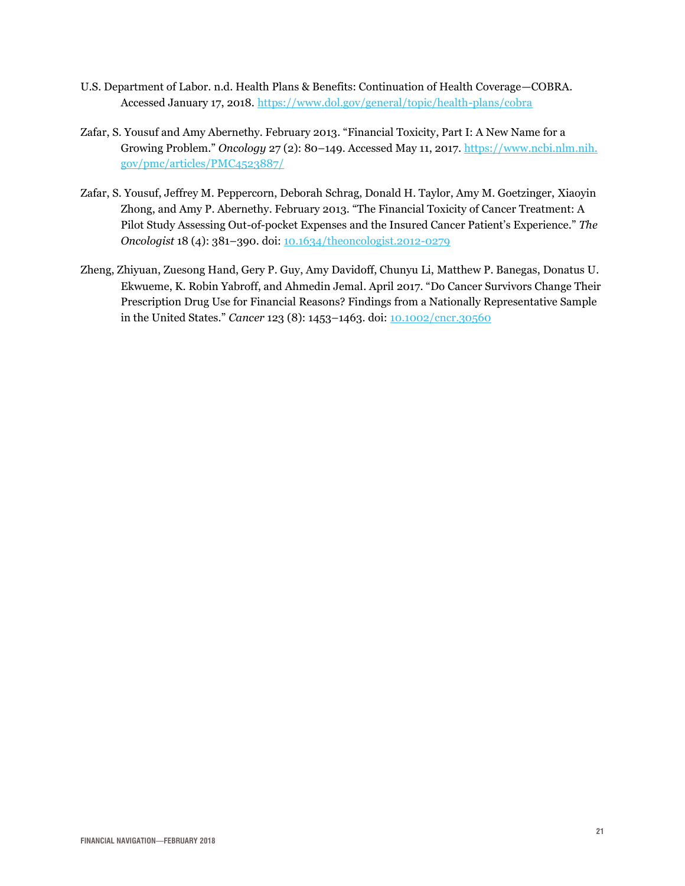U.S. Department of Labor. n.d. Health Plans & Benefits: Continuation of Health Coverage—COBRA. Accessed January 17, 2018. https://www.dol.gov/general/topic/health-plans/cobra

Zafar, S. Yousuf and Amy Abernethy. February 2013. "Financial Toxicity, Part I: A New Name for a Growing Problem." *Oncology* 27 (2): 80–149. Accessed May 11, 2017. https://www.ncbi.nlm.nih.gov/pmc/articles/PMC4523887/

Zafar, S. Yousuf, Jeffrey M. Peppercorn, Deborah Schrag, Donald H. Taylor, Amy M. Goetzinger, Xiaoyin Zhong, and Amy P. Abernethy. February 2013. "The Financial Toxicity of Cancer Treatment: A Pilot Study Assessing Out-of-pocket Expenses and the Insured Cancer Patient's Experience." *The Oncologist* 18 (4): 381–390. doi: 10.1634/theoncologist.2012-0279

Zheng, Zhiyuan, Zuesong Hand, Gery P. Guy, Amy Davidoff, Chunyu Li, Matthew P. Banegas, Donatus U. Ekwueme, K. Robin Yabroff, and Ahmedin Jemal. April 2017. "Do Cancer Survivors Change Their Prescription Drug Use for Financial Reasons? Findings from a Nationally Representative Sample in the United States." *Cancer* 123 (8): 1453–1463. doi: 10.1002/cncr.30560